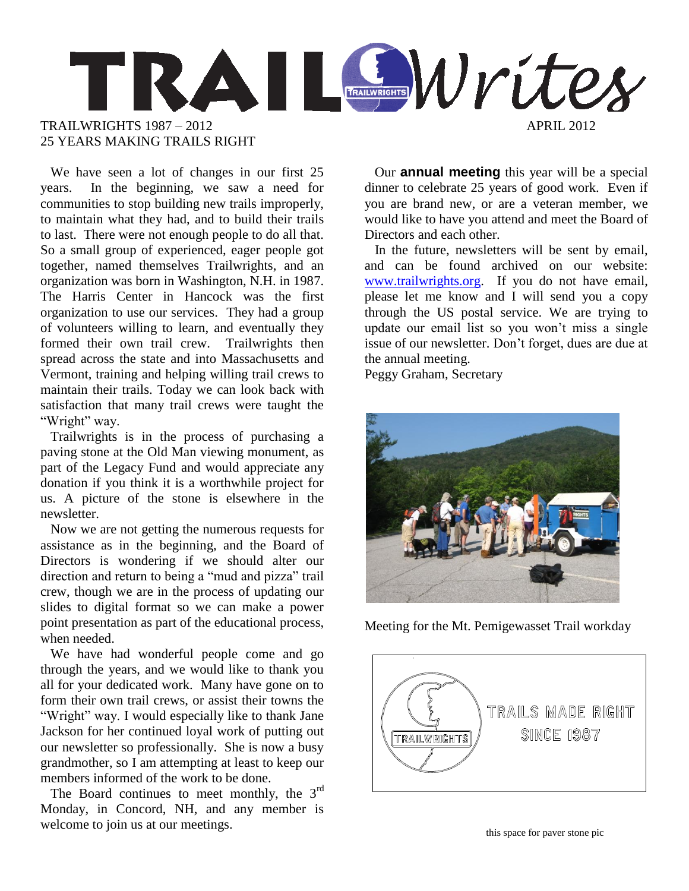# TRAIL Writes

TRAILWRIGHTS 1987 – 2012
25 YEARS MAKING TRAILS RIGHT

APRIL 2012

We have seen a lot of changes in our first 25 years. In the beginning, we saw a need for communities to stop building new trails improperly, to maintain what they had, and to build their trails to last. There were not enough people to do all that. So a small group of experienced, eager people got together, named themselves Trailwrights, and an organization was born in Washington, N.H. in 1987. The Harris Center in Hancock was the first organization to use our services. They had a group of volunteers willing to learn, and eventually they formed their own trail crew. Trailwrights then spread across the state and into Massachusetts and Vermont, training and helping willing trail crews to maintain their trails. Today we can look back with satisfaction that many trail crews were taught the "Wright" way.

Trailwrights is in the process of purchasing a paving stone at the Old Man viewing monument, as part of the Legacy Fund and would appreciate any donation if you think it is a worthwhile project for us. A picture of the stone is elsewhere in the newsletter.

Now we are not getting the numerous requests for assistance as in the beginning, and the Board of Directors is wondering if we should alter our direction and return to being a "mud and pizza" trail crew, though we are in the process of updating our slides to digital format so we can make a power point presentation as part of the educational process, when needed.

We have had wonderful people come and go through the years, and we would like to thank you all for your dedicated work. Many have gone on to form their own trail crews, or assist their towns the "Wright" way. I would especially like to thank Jane Jackson for her continued loyal work of putting out our newsletter so professionally. She is now a busy grandmother, so I am attempting at least to keep our members informed of the work to be done.

The Board continues to meet monthly, the 3rd Monday, in Concord, NH, and any member is welcome to join us at our meetings.

Our **annual meeting** this year will be a special dinner to celebrate 25 years of good work. Even if you are brand new, or are a veteran member, we would like to have you attend and meet the Board of Directors and each other.

In the future, newsletters will be sent by email, and can be found archived on our website: www.trailwrights.org. If you do not have email, please let me know and I will send you a copy through the US postal service. We are trying to update our email list so you won't miss a single issue of our newsletter. Don't forget, dues are due at the annual meeting.

Peggy Graham, Secretary

Meeting for the Mt. Pemigewasset Trail workday

TRAILWRIGHTS

TRAILS MADE RIGHT
SINCE 1987

this space for paver stone pic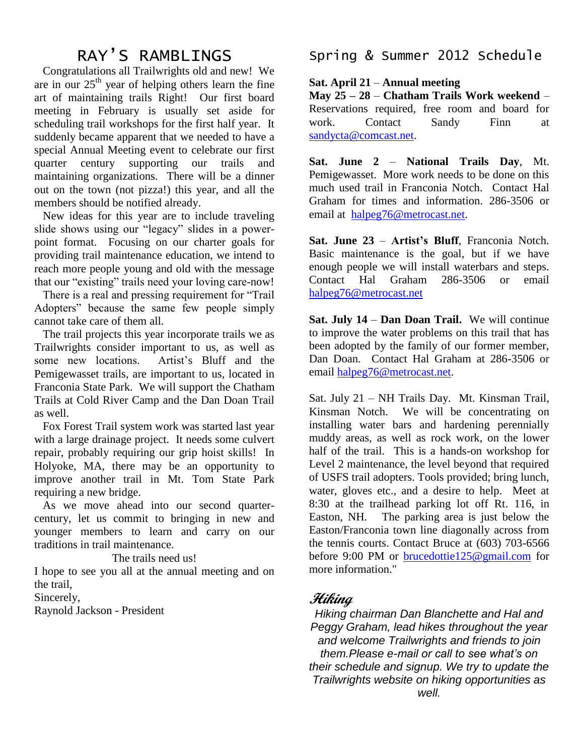# RAY'S RAMBLINGS

Congratulations all Trailwrights old and new! We are in our 25th year of helping others learn the fine art of maintaining trails Right! Our first board meeting in February is usually set aside for scheduling trail workshops for the first half year. It suddenly became apparent that we needed to have a special Annual Meeting event to celebrate our first quarter century supporting our trails and maintaining organizations. There will be a dinner out on the town (not pizza!) this year, and all the members should be notified already.

New ideas for this year are to include traveling slide shows using our "legacy" slides in a power-point format. Focusing on our charter goals for providing trail maintenance education, we intend to reach more people young and old with the message that our "existing" trails need your loving care-now!

There is a real and pressing requirement for "Trail Adopters" because the same few people simply cannot take care of them all.

The trail projects this year incorporate trails we as Trailwrights consider important to us, as well as some new locations. Artist's Bluff and the Pemigewasset trails, are important to us, located in Franconia State Park. We will support the Chatham Trails at Cold River Camp and the Dan Doan Trail as well.

Fox Forest Trail system work was started last year with a large drainage project. It needs some culvert repair, probably requiring our grip hoist skills! In Holyoke, MA, there may be an opportunity to improve another trail in Mt. Tom State Park requiring a new bridge.

As we move ahead into our second quarter-century, let us commit to bringing in new and younger members to learn and carry on our traditions in trail maintenance.

The trails need us!

I hope to see you all at the annual meeting and on the trail,

Sincerely,

Raynold Jackson - President

# Spring & Summer 2012 Schedule

**Sat. April 21** – **Annual meeting**

**May 25 – 28** – **Chatham Trails Work weekend** – Reservations required, free room and board for work. Contact Sandy Finn at sandycta@comcast.net.

**Sat. June 2** – **National Trails Day**, Mt. Pemigewasset. More work needs to be done on this much used trail in Franconia Notch. Contact Hal Graham for times and information. 286-3506 or email at halpeg76@metrocast.net.

**Sat. June 23** – **Artist's Bluff**, Franconia Notch. Basic maintenance is the goal, but if we have enough people we will install waterbars and steps. Contact Hal Graham 286-3506 or email halpeg76@metrocast.net

**Sat. July 14** – **Dan Doan Trail.** We will continue to improve the water problems on this trail that has been adopted by the family of our former member, Dan Doan. Contact Hal Graham at 286-3506 or email halpeg76@metrocast.net.

Sat. July 21 – NH Trails Day. Mt. Kinsman Trail, Kinsman Notch. We will be concentrating on installing water bars and hardening perennially muddy areas, as well as rock work, on the lower half of the trail. This is a hands-on workshop for Level 2 maintenance, the level beyond that required of USFS trail adopters. Tools provided; bring lunch, water, gloves etc., and a desire to help. Meet at 8:30 at the trailhead parking lot off Rt. 116, in Easton, NH. The parking area is just below the Easton/Franconia town line diagonally across from the tennis courts. Contact Bruce at (603) 703-6566 before 9:00 PM or brucedottie125@gmail.com for more information."

## Hiking

*Hiking chairman Dan Blanchette and Hal and Peggy Graham, lead hikes throughout the year and welcome Trailwrights and friends to join them.Please e-mail or call to see what's on their schedule and signup. We try to update the Trailwrights website on hiking opportunities as well.*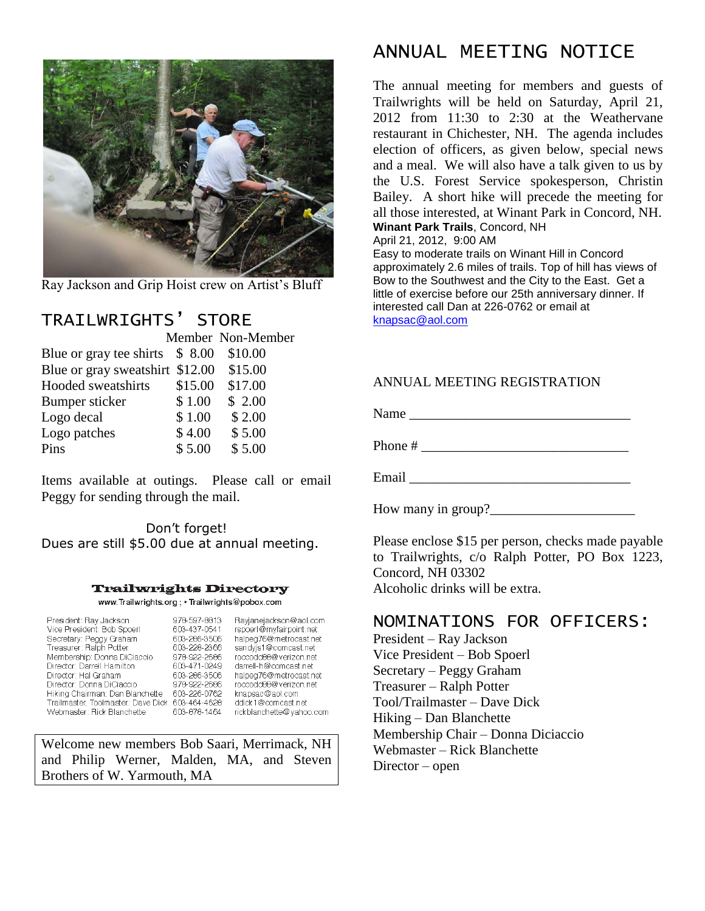Ray Jackson and Grip Hoist crew on Artist's Bluff

## TRAILWRIGHTS' STORE

| | Member | Non-Member |
|---|---|---|
| Blue or gray tee shirts | $ 8.00 | $10.00 |
| Blue or gray sweatshirt | $12.00 | $15.00 |
| Hooded sweatshirts | $15.00 | $17.00 |
| Bumper sticker | $ 1.00 | $ 2.00 |
| Logo decal | $ 1.00 | $ 2.00 |
| Logo patches | $ 4.00 | $ 5.00 |
| Pins | $ 5.00 | $ 5.00 |

Items available at outings. Please call or email Peggy for sending through the mail.

Don't forget!
Dues are still $5.00 due at annual meeting.

### Trailwrights Directory

www.Trailwrights.org ; • Trailwrights@pobox.com

| | | |
|---|---|---|
| President: Ray Jackson | 978-597-8813 | Rayjanejackson@aol.com |
| Vice President: Bob Spoerl | 603-437-0541 | rspoerl@myfairpoint.net |
| Secretary: Peggy Graham | 603-286-3506 | halpeg76@metrocast.net |
| Treasurer: Ralph Potter | 603-228-2366 | sandyjs1@comcast.net |
| Membership: Donna DiCiaccio | 978-922-2686 | roccodc68@verizon.net |
| Director: Darrell Hamilton | 603-471-0249 | darrell-h@comcast.net |
| Director: Hal Graham | 603-286-3506 | halpeg76@metrocast.net |
| Director: Donna DiCiaccio | 978-922-2686 | roccodc68@verizon.net |
| Hiking Chairman: Dan Blanchette | 603-226-0762 | knapsac@aol.com |
| Trailmaster, Toolmaster: Dave Dick | 603-464-4628 | ddick1@comcast.net |
| Webmaster: Rick Blanchette | 603-878-1464 | rickblanchette@yahoo.com |

Welcome new members Bob Saari, Merrimack, NH and Philip Werner, Malden, MA, and Steven Brothers of W. Yarmouth, MA

## ANNUAL MEETING NOTICE

The annual meeting for members and guests of Trailwrights will be held on Saturday, April 21, 2012 from 11:30 to 2:30 at the Weathervane restaurant in Chichester, NH. The agenda includes election of officers, as given below, special news and a meal. We will also have a talk given to us by the U.S. Forest Service spokesperson, Christin Bailey. A short hike will precede the meeting for all those interested, at Winant Park in Concord, NH.

**Winant Park Trails**, Concord, NH
April 21, 2012, 9:00 AM
Easy to moderate trails on Winant Hill in Concord approximately 2.6 miles of trails. Top of hill has views of Bow to the Southwest and the City to the East. Get a little of exercise before our 25th anniversary dinner. If interested call Dan at 226-0762 or email at knapsac@aol.com

ANNUAL MEETING REGISTRATION

Name ______________________________

Phone # ____________________________

Email ______________________________

How many in group?____________________

Please enclose $15 per person, checks made payable to Trailwrights, c/o Ralph Potter, PO Box 1223, Concord, NH 03302
Alcoholic drinks will be extra.

## NOMINATIONS FOR OFFICERS:

President – Ray Jackson
Vice President – Bob Spoerl
Secretary – Peggy Graham
Treasurer – Ralph Potter
Tool/Trailmaster – Dave Dick
Hiking – Dan Blanchette
Membership Chair – Donna Diciaccio
Webmaster – Rick Blanchette
Director – open